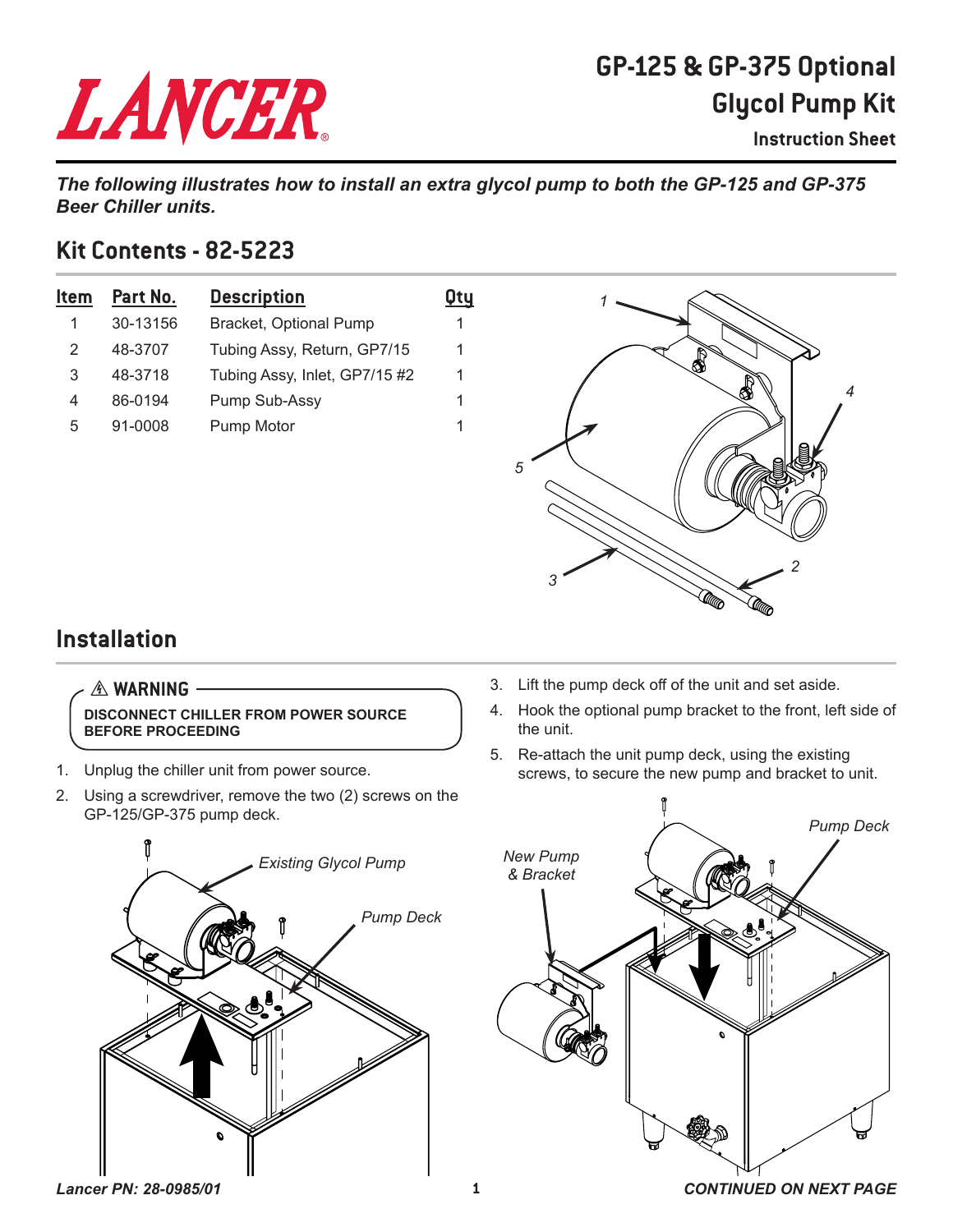# GP-125 & GP-375 Optional Glycol Pump Kit

### Instruction Sheet

***The following illustrates how to install an extra glycol pump to both the GP-125 and GP-375 Beer Chiller units.***

## Kit Contents - 82-5223

| Item | Part No. | Description | Qty |
|---|---|---|---|
| 1 | 30-13156 | Bracket, Optional Pump | 1 |
| 2 | 48-3707 | Tubing Assy, Return, GP7/15 | 1 |
| 3 | 48-3718 | Tubing Assy, Inlet, GP7/15 #2 | 1 |
| 4 | 86-0194 | Pump Sub-Assy | 1 |
| 5 | 91-0008 | Pump Motor | 1 |

## Installation

> ⚠ **WARNING**
>
> **DISCONNECT CHILLER FROM POWER SOURCE BEFORE PROCEEDING**

1. Unplug the chiller unit from power source.
2. Using a screwdriver, remove the two (2) screws on the GP-125/GP-375 pump deck.
3. Lift the pump deck off of the unit and set aside.
4. Hook the optional pump bracket to the front, left side of the unit.
5. Re-attach the unit pump deck, using the existing screws, to secure the new pump and bracket to unit.

*Lancer PN: 28-0985/01*

***CONTINUED ON NEXT PAGE***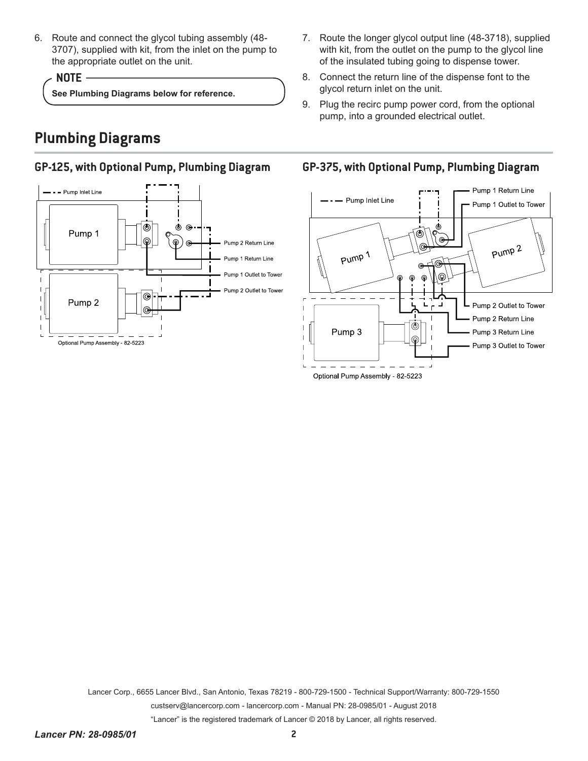6. Route and connect the glycol tubing assembly (48-3707), supplied with kit, from the inlet on the pump to the appropriate outlet on the unit.

**NOTE**

**See Plumbing Diagrams below for reference.**

7. Route the longer glycol output line (48-3718), supplied with kit, from the outlet on the pump to the glycol line of the insulated tubing going to dispense tower.
8. Connect the return line of the dispense font to the glycol return inlet on the unit.
9. Plug the recirc pump power cord, from the optional pump, into a grounded electrical outlet.

## Plumbing Diagrams

### GP-125, with Optional Pump, Plumbing Diagram

Pump Inlet Line

Pump 1

Pump 2

Pump 2 Return Line

Pump 1 Return Line

Pump 1 Outlet to Tower

Pump 2 Outlet to Tower

Optional Pump Assembly - 82-5223

### GP-375, with Optional Pump, Plumbing Diagram

Pump Inlet Line

Pump 1 Return Line

Pump 1 Outlet to Tower

Pump 1

Pump 2

Pump 3

Pump 2 Outlet to Tower

Pump 2 Return Line

Pump 3 Return Line

Pump 3 Outlet to Tower

Optional Pump Assembly - 82-5223

Lancer Corp., 6655 Lancer Blvd., San Antonio, Texas 78219 - 800-729-1500 - Technical Support/Warranty: 800-729-1550

custserv@lancercorp.com - lancercorp.com - Manual PN: 28-0985/01 - August 2018

"Lancer" is the registered trademark of Lancer © 2018 by Lancer, all rights reserved.